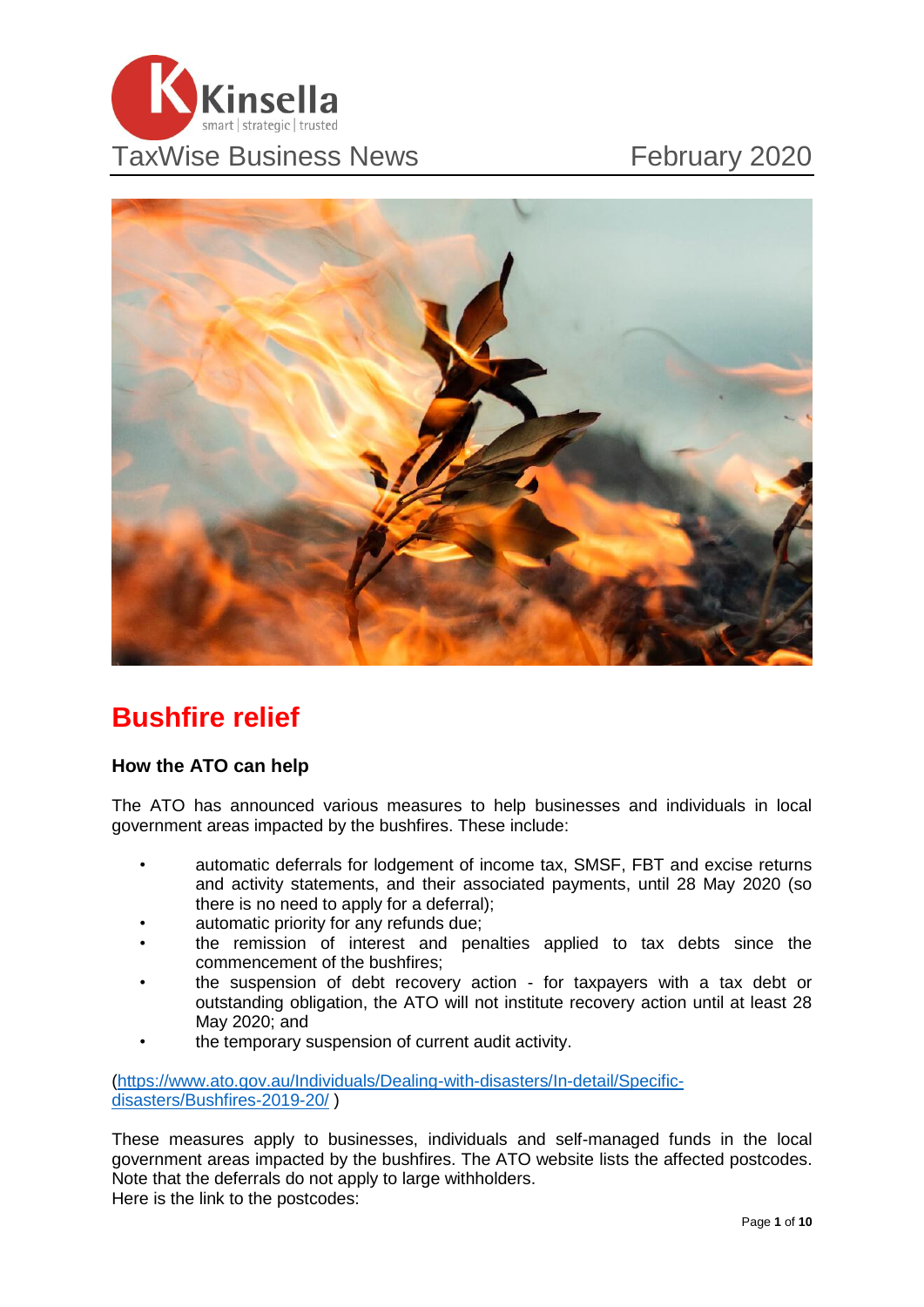TaxWise Business News February 2020

# Bushfire relief

### How the ATO can help

The ATO has announced various measures to help businesses and individuals in local government areas impacted by the bushfires. These include:

- automatic deferrals for lodgement of income tax, SMSF, FBT and excise returns and activity statements, and their associated payments, until 28 May 2020 (so there is no need to apply for a deferral);
- automatic priority for any refunds due;
- the remission of interest and penalties applied to tax debts since the commencement of the bushfires;
- the suspension of debt recovery action - for taxpayers with a tax debt or outstanding obligation, the ATO will not institute recovery action until at least 28 May 2020; and
- the temporary suspension of current audit activity.

(https://www.ato.gov.au/Individuals/Dealing-with-disasters/In-detail/Specific-disasters/Bushfires-2019-20/ )

These measures apply to businesses, individuals and self-managed funds in the local government areas impacted by the bushfires. The ATO website lists the affected postcodes. Note that the deferrals do not apply to large withholders.
Here is the link to the postcodes: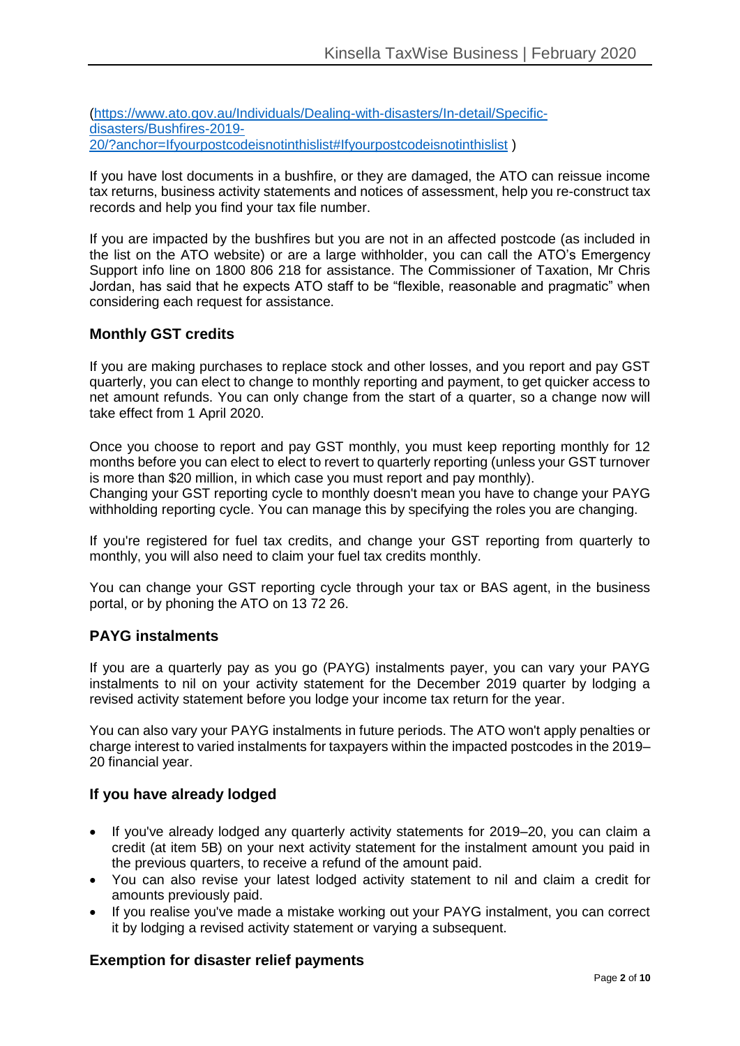([https://www.ato.gov.au/Individuals/Dealing-with-disasters/In-detail/Specific-disasters/Bushfires-2019-20/?anchor=Ifyourpostcodeisnotinthislist#Ifyourpostcodeisnotinthislist](https://www.ato.gov.au/Individuals/Dealing-with-disasters/In-detail/Specific-disasters/Bushfires-2019-20/?anchor=Ifyourpostcodeisnotinthislist#Ifyourpostcodeisnotinthislist) )

If you have lost documents in a bushfire, or they are damaged, the ATO can reissue income tax returns, business activity statements and notices of assessment, help you re-construct tax records and help you find your tax file number.

If you are impacted by the bushfires but you are not in an affected postcode (as included in the list on the ATO website) or are a large withholder, you can call the ATO's Emergency Support info line on 1800 806 218 for assistance. The Commissioner of Taxation, Mr Chris Jordan, has said that he expects ATO staff to be "flexible, reasonable and pragmatic" when considering each request for assistance.

### Monthly GST credits

If you are making purchases to replace stock and other losses, and you report and pay GST quarterly, you can elect to change to monthly reporting and payment, to get quicker access to net amount refunds. You can only change from the start of a quarter, so a change now will take effect from 1 April 2020.

Once you choose to report and pay GST monthly, you must keep reporting monthly for 12 months before you can elect to elect to revert to quarterly reporting (unless your GST turnover is more than $20 million, in which case you must report and pay monthly).
Changing your GST reporting cycle to monthly doesn't mean you have to change your PAYG withholding reporting cycle. You can manage this by specifying the roles you are changing.

If you're registered for fuel tax credits, and change your GST reporting from quarterly to monthly, you will also need to claim your fuel tax credits monthly.

You can change your GST reporting cycle through your tax or BAS agent, in the business portal, or by phoning the ATO on 13 72 26.

### PAYG instalments

If you are a quarterly pay as you go (PAYG) instalments payer, you can vary your PAYG instalments to nil on your activity statement for the December 2019 quarter by lodging a revised activity statement before you lodge your income tax return for the year.

You can also vary your PAYG instalments in future periods. The ATO won't apply penalties or charge interest to varied instalments for taxpayers within the impacted postcodes in the 2019–20 financial year.

### If you have already lodged

- If you've already lodged any quarterly activity statements for 2019–20, you can claim a credit (at item 5B) on your next activity statement for the instalment amount you paid in the previous quarters, to receive a refund of the amount paid.
- You can also revise your latest lodged activity statement to nil and claim a credit for amounts previously paid.
- If you realise you've made a mistake working out your PAYG instalment, you can correct it by lodging a revised activity statement or varying a subsequent.

### Exemption for disaster relief payments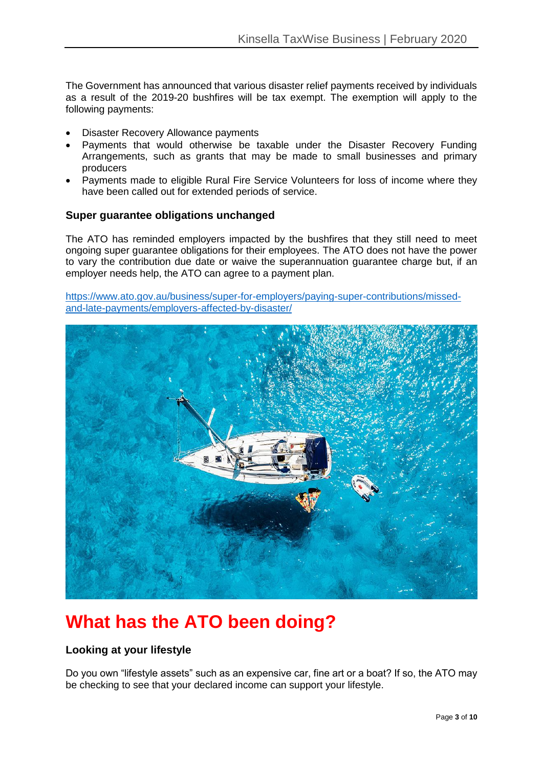The Government has announced that various disaster relief payments received by individuals as a result of the 2019-20 bushfires will be tax exempt. The exemption will apply to the following payments:

- Disaster Recovery Allowance payments
- Payments that would otherwise be taxable under the Disaster Recovery Funding Arrangements, such as grants that may be made to small businesses and primary producers
- Payments made to eligible Rural Fire Service Volunteers for loss of income where they have been called out for extended periods of service.

### Super guarantee obligations unchanged

The ATO has reminded employers impacted by the bushfires that they still need to meet ongoing super guarantee obligations for their employees. The ATO does not have the power to vary the contribution due date or waive the superannuation guarantee charge but, if an employer needs help, the ATO can agree to a payment plan.

[https://www.ato.gov.au/business/super-for-employers/paying-super-contributions/missed-and-late-payments/employers-affected-by-disaster/](https://www.ato.gov.au/business/super-for-employers/paying-super-contributions/missed-and-late-payments/employers-affected-by-disaster/)

# What has the ATO been doing?

### Looking at your lifestyle

Do you own "lifestyle assets" such as an expensive car, fine art or a boat? If so, the ATO may be checking to see that your declared income can support your lifestyle.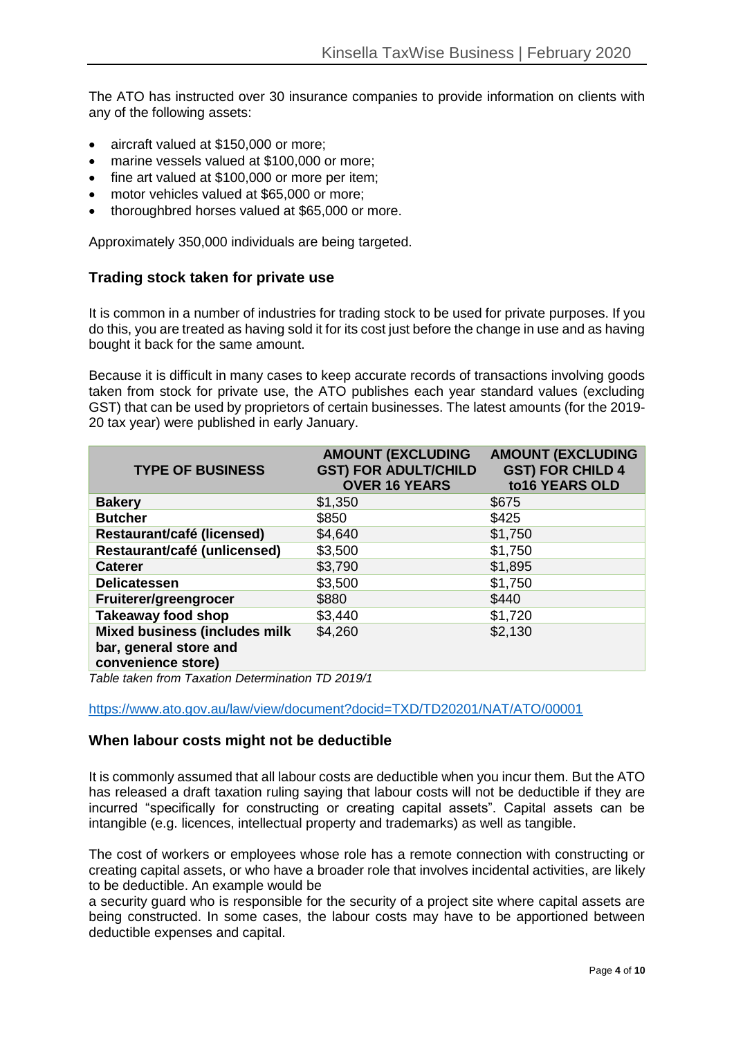The ATO has instructed over 30 insurance companies to provide information on clients with any of the following assets:

- aircraft valued at $150,000 or more;
- marine vessels valued at $100,000 or more;
- fine art valued at $100,000 or more per item;
- motor vehicles valued at $65,000 or more;
- thoroughbred horses valued at $65,000 or more.

Approximately 350,000 individuals are being targeted.

### Trading stock taken for private use

It is common in a number of industries for trading stock to be used for private purposes. If you do this, you are treated as having sold it for its cost just before the change in use and as having bought it back for the same amount.

Because it is difficult in many cases to keep accurate records of transactions involving goods taken from stock for private use, the ATO publishes each year standard values (excluding GST) that can be used by proprietors of certain businesses. The latest amounts (for the 2019-20 tax year) were published in early January.

| TYPE OF BUSINESS | AMOUNT (EXCLUDING GST) FOR ADULT/CHILD OVER 16 YEARS | AMOUNT (EXCLUDING GST) FOR CHILD 4 to16 YEARS OLD |
|---|---|---|
| **Bakery** | $1,350 | $675 |
| **Butcher** | $850 | $425 |
| **Restaurant/café (licensed)** | $4,640 | $1,750 |
| **Restaurant/café (unlicensed)** | $3,500 | $1,750 |
| **Caterer** | $3,790 | $1,895 |
| **Delicatessen** | $3,500 | $1,750 |
| **Fruiterer/greengrocer** | $880 | $440 |
| **Takeaway food shop** | $3,440 | $1,720 |
| **Mixed business (includes milk bar, general store and convenience store)** | $4,260 | $2,130 |

*Table taken from Taxation Determination TD 2019/1*

https://www.ato.gov.au/law/view/document?docid=TXD/TD20201/NAT/ATO/00001

### When labour costs might not be deductible

It is commonly assumed that all labour costs are deductible when you incur them. But the ATO has released a draft taxation ruling saying that labour costs will not be deductible if they are incurred "specifically for constructing or creating capital assets". Capital assets can be intangible (e.g. licences, intellectual property and trademarks) as well as tangible.

The cost of workers or employees whose role has a remote connection with constructing or creating capital assets, or who have a broader role that involves incidental activities, are likely to be deductible. An example would be a security guard who is responsible for the security of a project site where capital assets are being constructed. In some cases, the labour costs may have to be apportioned between deductible expenses and capital.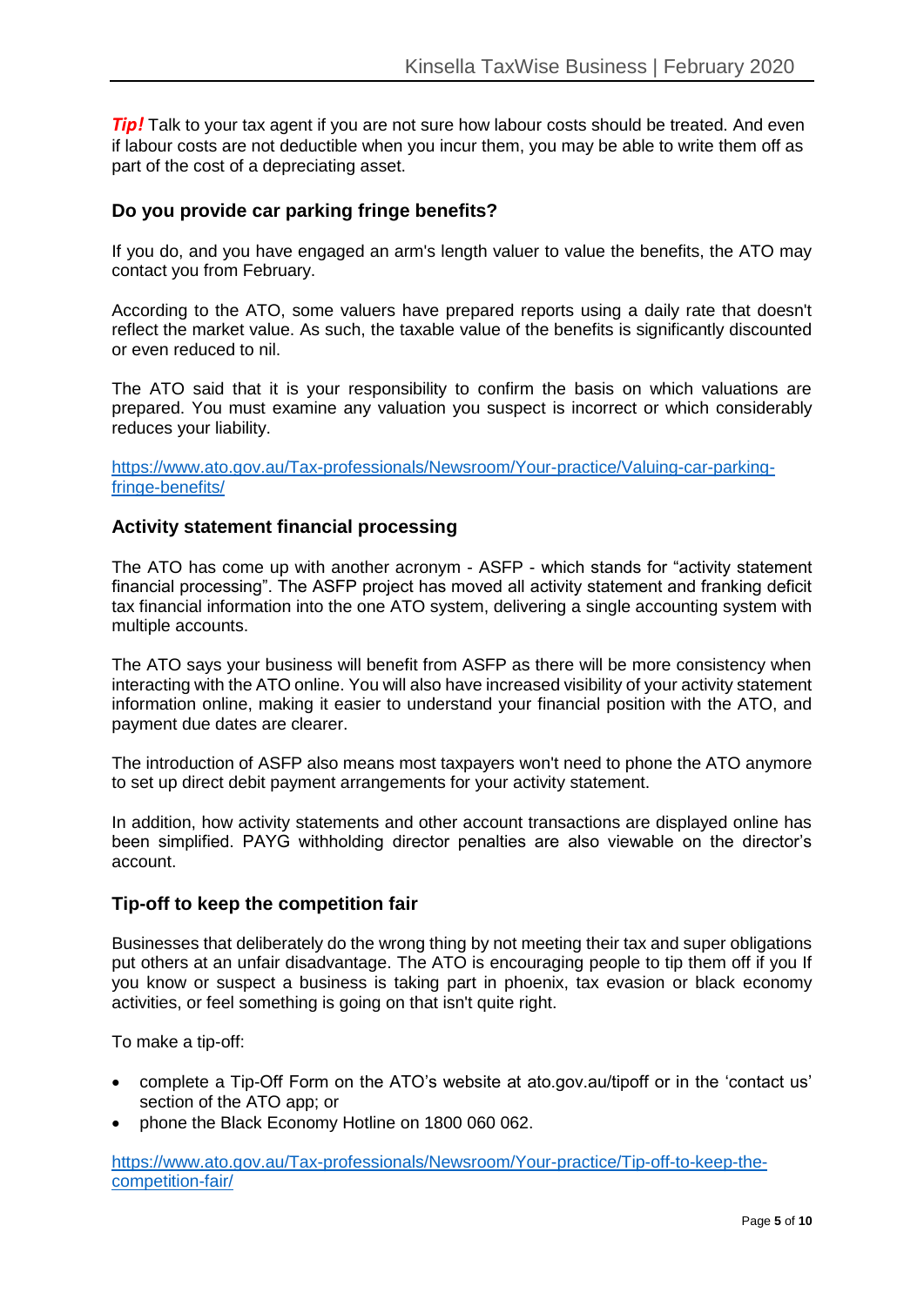***Tip!*** Talk to your tax agent if you are not sure how labour costs should be treated. And even if labour costs are not deductible when you incur them, you may be able to write them off as part of the cost of a depreciating asset.

### Do you provide car parking fringe benefits?

If you do, and you have engaged an arm's length valuer to value the benefits, the ATO may contact you from February.

According to the ATO, some valuers have prepared reports using a daily rate that doesn't reflect the market value. As such, the taxable value of the benefits is significantly discounted or even reduced to nil.

The ATO said that it is your responsibility to confirm the basis on which valuations are prepared. You must examine any valuation you suspect is incorrect or which considerably reduces your liability.

https://www.ato.gov.au/Tax-professionals/Newsroom/Your-practice/Valuing-car-parking-fringe-benefits/

### Activity statement financial processing

The ATO has come up with another acronym - ASFP - which stands for "activity statement financial processing". The ASFP project has moved all activity statement and franking deficit tax financial information into the one ATO system, delivering a single accounting system with multiple accounts.

The ATO says your business will benefit from ASFP as there will be more consistency when interacting with the ATO online. You will also have increased visibility of your activity statement information online, making it easier to understand your financial position with the ATO, and payment due dates are clearer.

The introduction of ASFP also means most taxpayers won't need to phone the ATO anymore to set up direct debit payment arrangements for your activity statement.

In addition, how activity statements and other account transactions are displayed online has been simplified. PAYG withholding director penalties are also viewable on the director's account.

### Tip-off to keep the competition fair

Businesses that deliberately do the wrong thing by not meeting their tax and super obligations put others at an unfair disadvantage. The ATO is encouraging people to tip them off if you If you know or suspect a business is taking part in phoenix, tax evasion or black economy activities, or feel something is going on that isn't quite right.

To make a tip-off:

- complete a Tip-Off Form on the ATO's website at ato.gov.au/tipoff or in the 'contact us' section of the ATO app; or
- phone the Black Economy Hotline on 1800 060 062.

https://www.ato.gov.au/Tax-professionals/Newsroom/Your-practice/Tip-off-to-keep-the-competition-fair/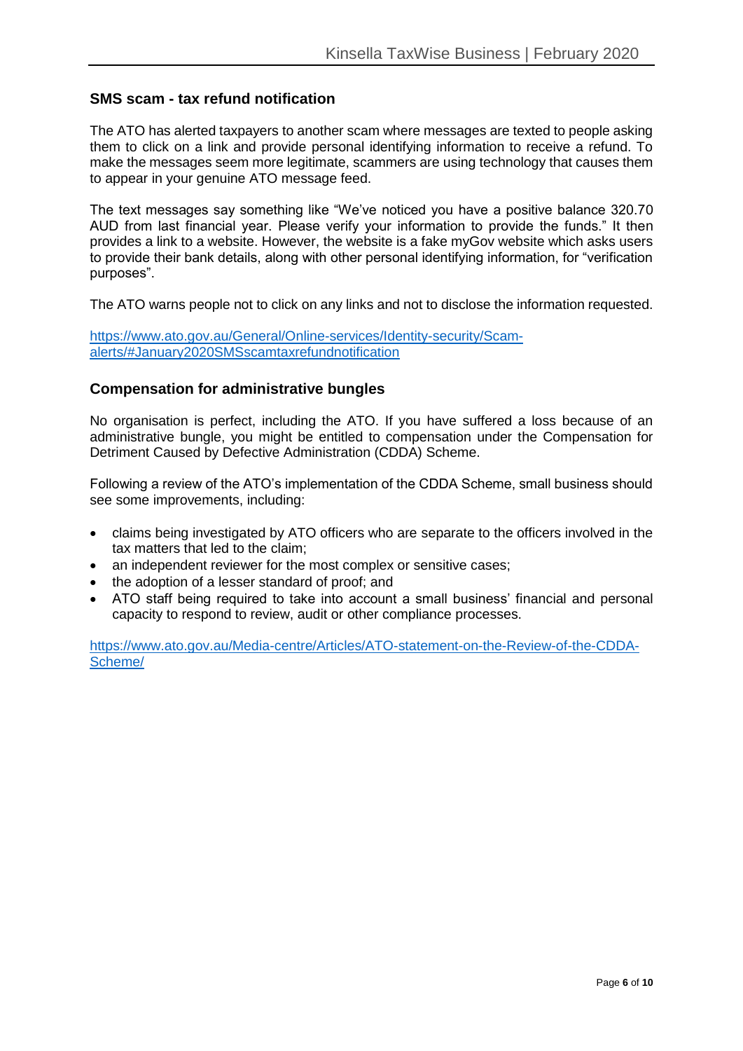## SMS scam - tax refund notification

The ATO has alerted taxpayers to another scam where messages are texted to people asking them to click on a link and provide personal identifying information to receive a refund. To make the messages seem more legitimate, scammers are using technology that causes them to appear in your genuine ATO message feed.

The text messages say something like "We've noticed you have a positive balance 320.70 AUD from last financial year. Please verify your information to provide the funds." It then provides a link to a website. However, the website is a fake myGov website which asks users to provide their bank details, along with other personal identifying information, for "verification purposes".

The ATO warns people not to click on any links and not to disclose the information requested.

https://www.ato.gov.au/General/Online-services/Identity-security/Scam-alerts/#January2020SMSscamtaxrefundnotification

## Compensation for administrative bungles

No organisation is perfect, including the ATO. If you have suffered a loss because of an administrative bungle, you might be entitled to compensation under the Compensation for Detriment Caused by Defective Administration (CDDA) Scheme.

Following a review of the ATO's implementation of the CDDA Scheme, small business should see some improvements, including:

- claims being investigated by ATO officers who are separate to the officers involved in the tax matters that led to the claim;
- an independent reviewer for the most complex or sensitive cases;
- the adoption of a lesser standard of proof; and
- ATO staff being required to take into account a small business' financial and personal capacity to respond to review, audit or other compliance processes.

https://www.ato.gov.au/Media-centre/Articles/ATO-statement-on-the-Review-of-the-CDDA-Scheme/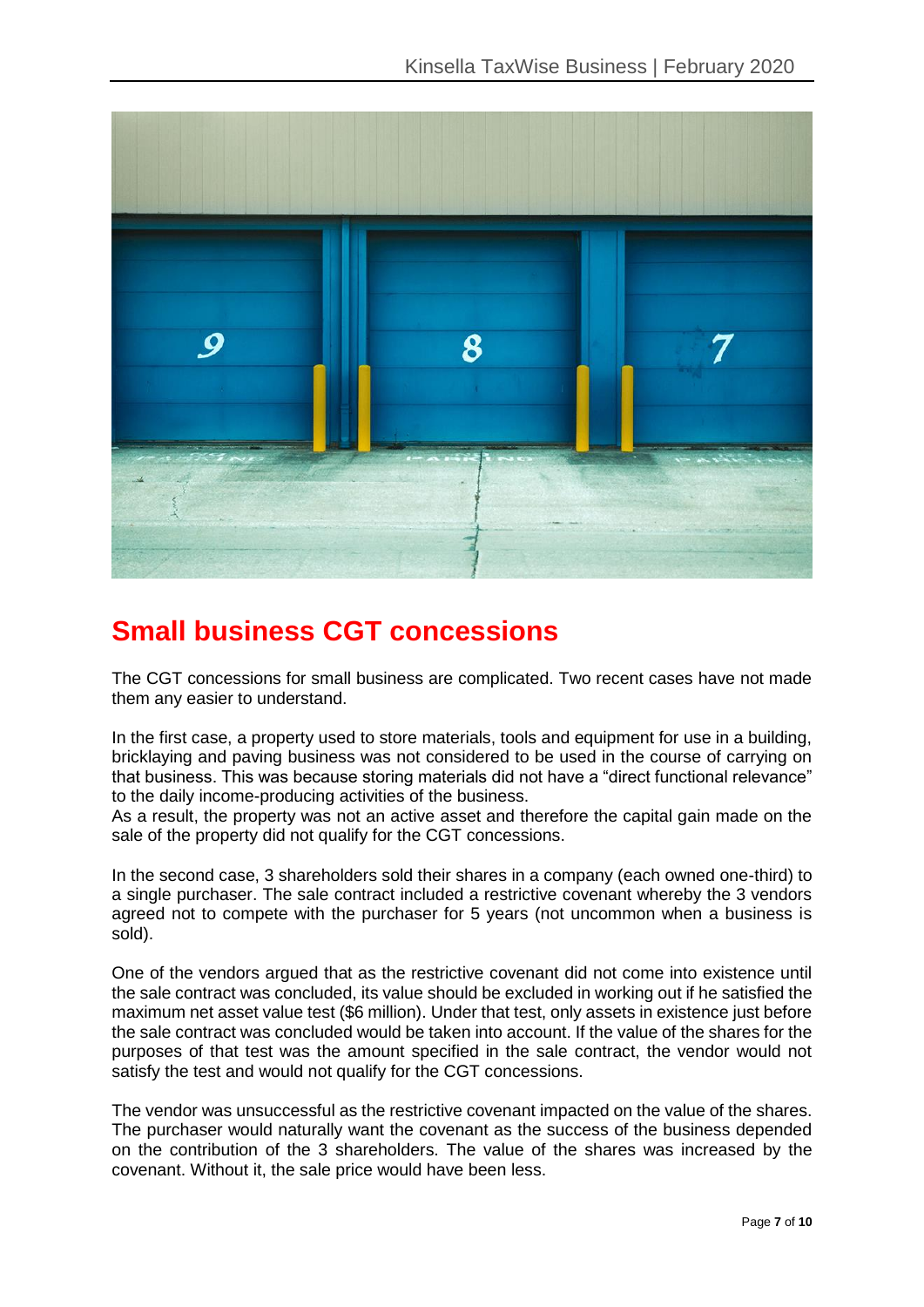# Small business CGT concessions

The CGT concessions for small business are complicated. Two recent cases have not made them any easier to understand.

In the first case, a property used to store materials, tools and equipment for use in a building, bricklaying and paving business was not considered to be used in the course of carrying on that business. This was because storing materials did not have a "direct functional relevance" to the daily income-producing activities of the business.
As a result, the property was not an active asset and therefore the capital gain made on the sale of the property did not qualify for the CGT concessions.

In the second case, 3 shareholders sold their shares in a company (each owned one-third) to a single purchaser. The sale contract included a restrictive covenant whereby the 3 vendors agreed not to compete with the purchaser for 5 years (not uncommon when a business is sold).

One of the vendors argued that as the restrictive covenant did not come into existence until the sale contract was concluded, its value should be excluded in working out if he satisfied the maximum net asset value test ($6 million). Under that test, only assets in existence just before the sale contract was concluded would be taken into account. If the value of the shares for the purposes of that test was the amount specified in the sale contract, the vendor would not satisfy the test and would not qualify for the CGT concessions.

The vendor was unsuccessful as the restrictive covenant impacted on the value of the shares. The purchaser would naturally want the covenant as the success of the business depended on the contribution of the 3 shareholders. The value of the shares was increased by the covenant. Without it, the sale price would have been less.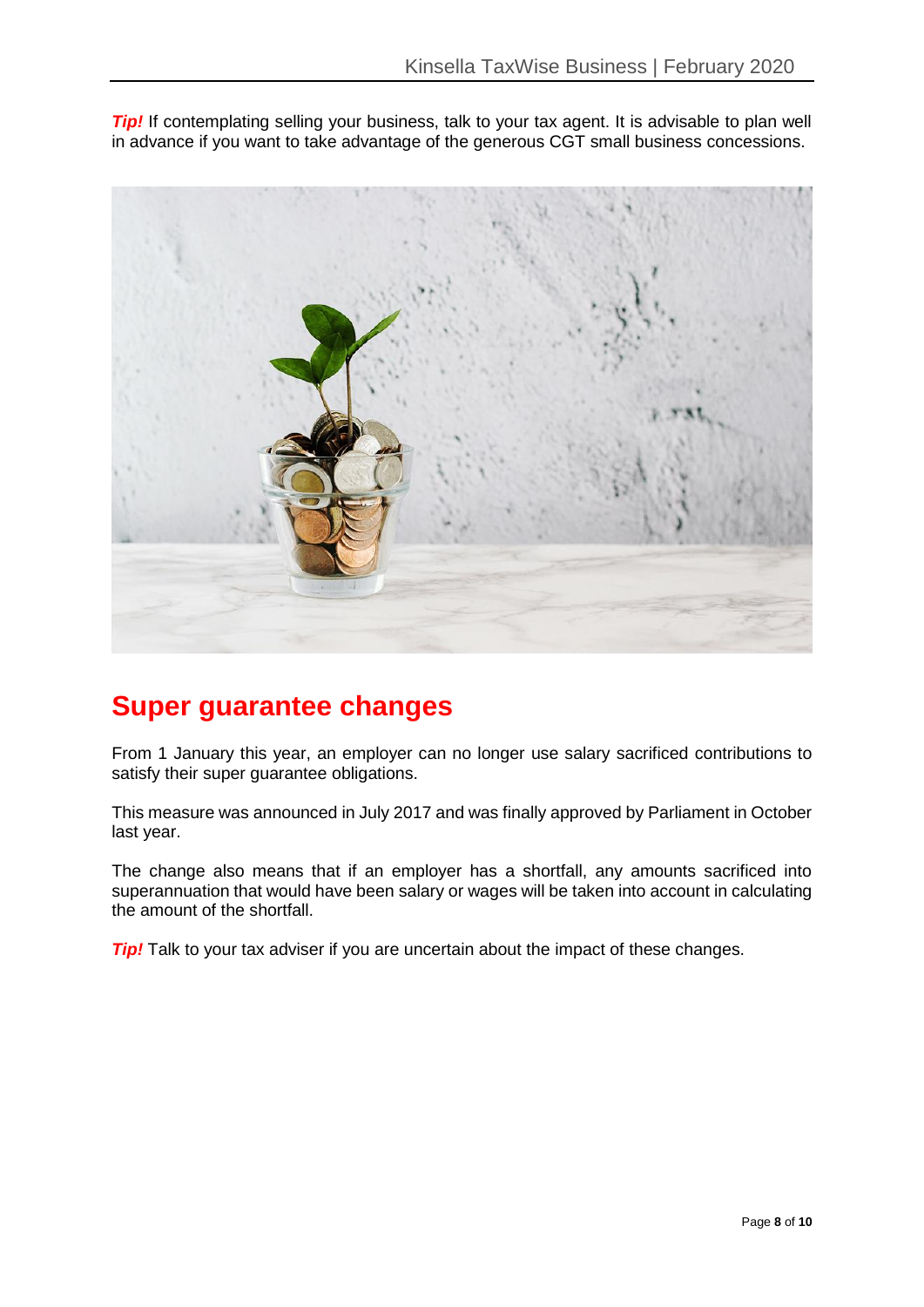***Tip!*** If contemplating selling your business, talk to your tax agent. It is advisable to plan well in advance if you want to take advantage of the generous CGT small business concessions.

## Super guarantee changes

From 1 January this year, an employer can no longer use salary sacrificed contributions to satisfy their super guarantee obligations.

This measure was announced in July 2017 and was finally approved by Parliament in October last year.

The change also means that if an employer has a shortfall, any amounts sacrificed into superannuation that would have been salary or wages will be taken into account in calculating the amount of the shortfall.

***Tip!*** Talk to your tax adviser if you are uncertain about the impact of these changes.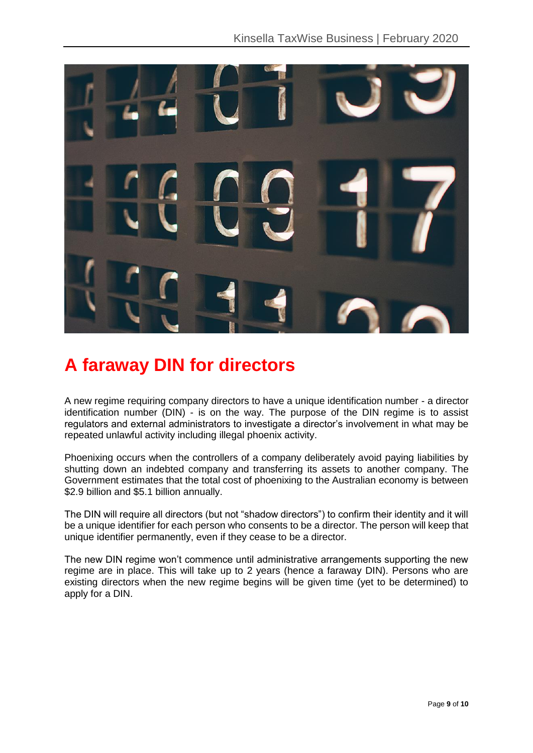# A faraway DIN for directors

A new regime requiring company directors to have a unique identification number - a director identification number (DIN) - is on the way. The purpose of the DIN regime is to assist regulators and external administrators to investigate a director's involvement in what may be repeated unlawful activity including illegal phoenix activity.

Phoenixing occurs when the controllers of a company deliberately avoid paying liabilities by shutting down an indebted company and transferring its assets to another company. The Government estimates that the total cost of phoenixing to the Australian economy is between $2.9 billion and $5.1 billion annually.

The DIN will require all directors (but not "shadow directors") to confirm their identity and it will be a unique identifier for each person who consents to be a director. The person will keep that unique identifier permanently, even if they cease to be a director.

The new DIN regime won't commence until administrative arrangements supporting the new regime are in place. This will take up to 2 years (hence a faraway DIN). Persons who are existing directors when the new regime begins will be given time (yet to be determined) to apply for a DIN.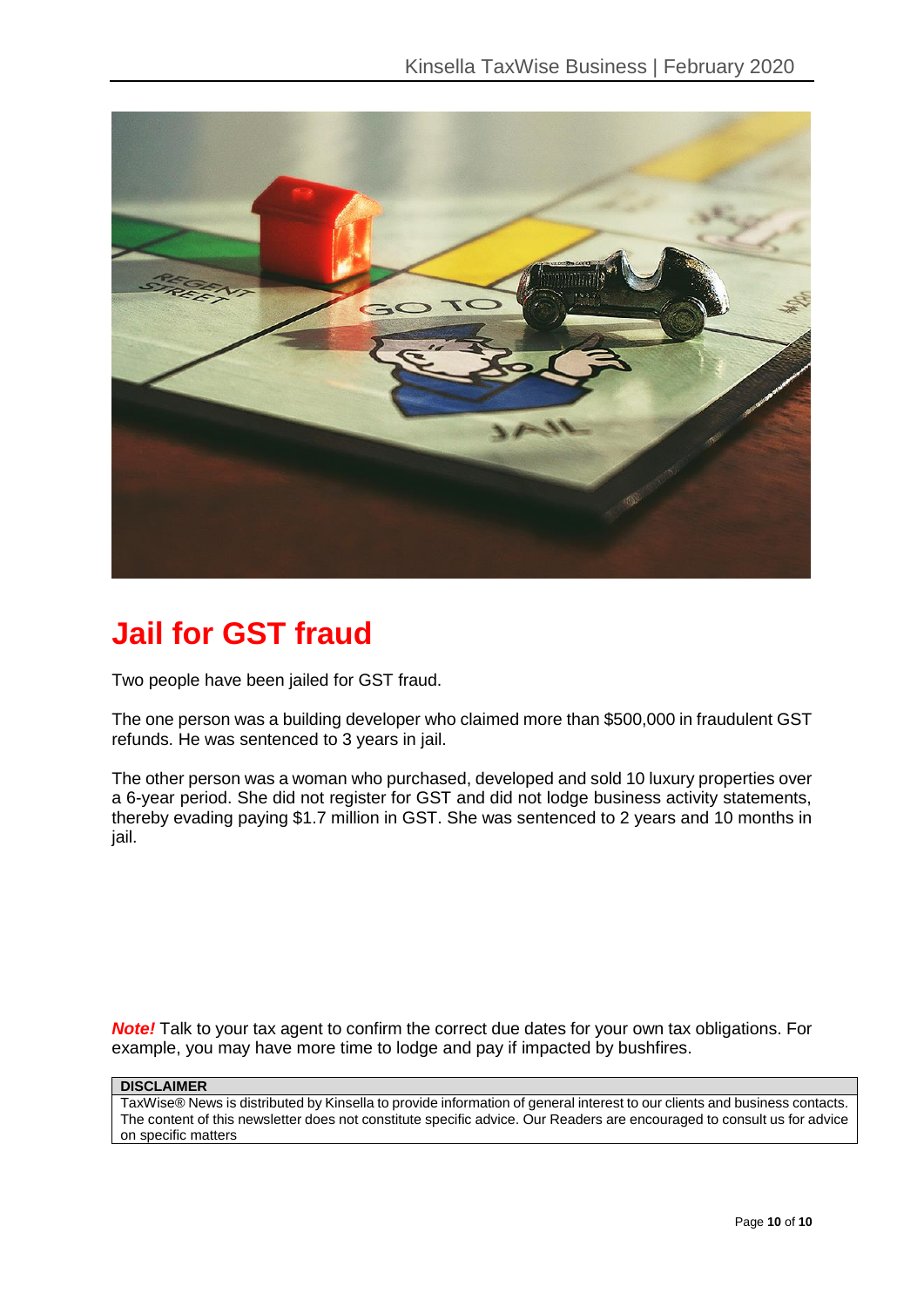# Jail for GST fraud

Two people have been jailed for GST fraud.

The one person was a building developer who claimed more than $500,000 in fraudulent GST refunds. He was sentenced to 3 years in jail.

The other person was a woman who purchased, developed and sold 10 luxury properties over a 6-year period. She did not register for GST and did not lodge business activity statements, thereby evading paying $1.7 million in GST. She was sentenced to 2 years and 10 months in jail.

***Note!*** Talk to your tax agent to confirm the correct due dates for your own tax obligations. For example, you may have more time to lodge and pay if impacted by bushfires.

**DISCLAIMER**

TaxWise® News is distributed by Kinsella to provide information of general interest to our clients and business contacts. The content of this newsletter does not constitute specific advice. Our Readers are encouraged to consult us for advice on specific matters